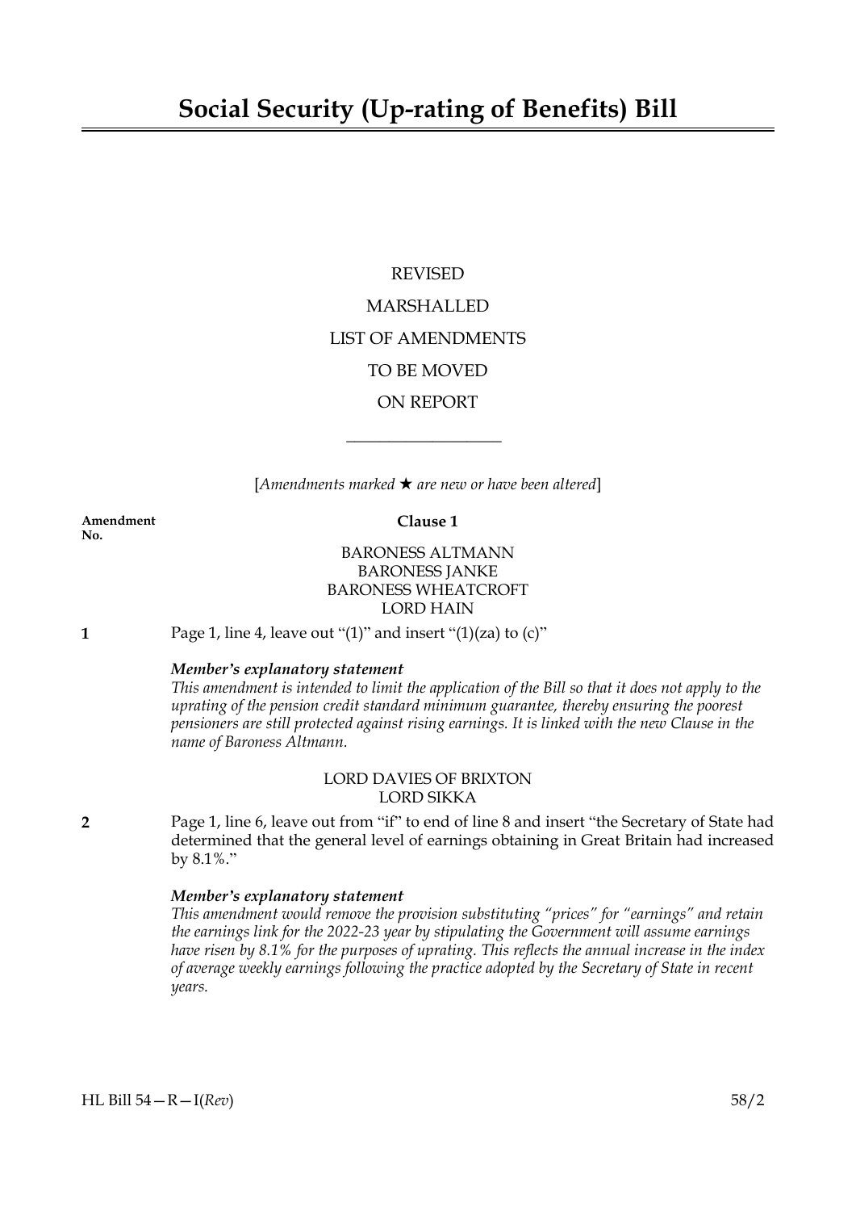# Social Security (Up-rating of Benefits) Bill

REVISED

MARSHALLED

LIST OF AMENDMENTS

TO BE MOVED

ON REPORT

---

[*Amendments marked ★ are new or have been altered*]

**Amendment No.**

**Clause 1**

BARONESS ALTMANN
BARONESS JANKE
BARONESS WHEATCROFT
LORD HAIN

**1** Page 1, line 4, leave out "(1)" and insert "(1)(za) to (c)"

***Member's explanatory statement***

*This amendment is intended to limit the application of the Bill so that it does not apply to the uprating of the pension credit standard minimum guarantee, thereby ensuring the poorest pensioners are still protected against rising earnings. It is linked with the new Clause in the name of Baroness Altmann.*

LORD DAVIES OF BRIXTON
LORD SIKKA

**2** Page 1, line 6, leave out from "if" to end of line 8 and insert "the Secretary of State had determined that the general level of earnings obtaining in Great Britain had increased by 8.1%."

***Member's explanatory statement***

*This amendment would remove the provision substituting "prices" for "earnings" and retain the earnings link for the 2022-23 year by stipulating the Government will assume earnings have risen by 8.1% for the purposes of uprating. This reflects the annual increase in the index of average weekly earnings following the practice adopted by the Secretary of State in recent years.*

HL Bill 54—R—I(*Rev*) 58/2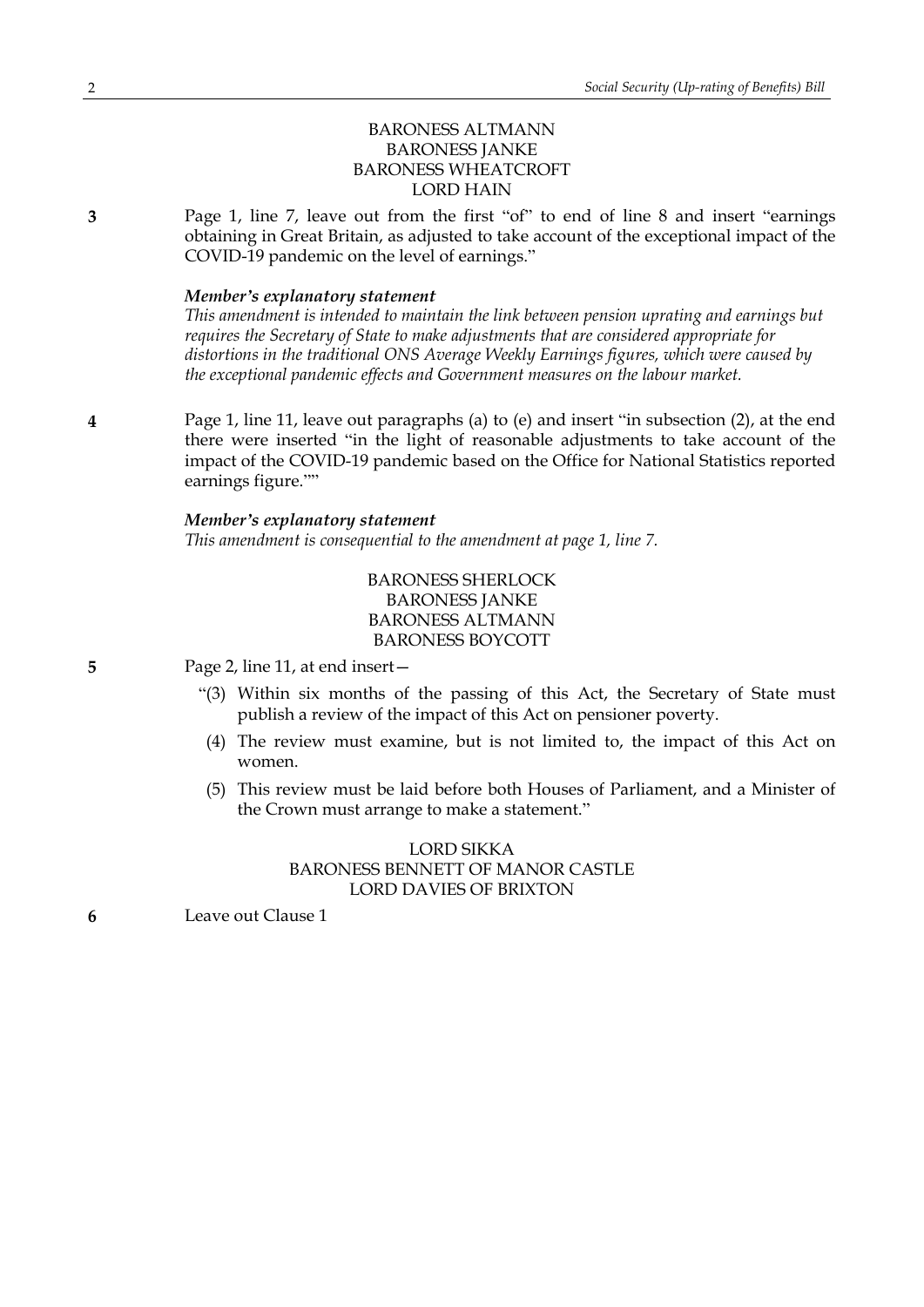BARONESS ALTMANN
BARONESS JANKE
BARONESS WHEATCROFT
LORD HAIN

**3** Page 1, line 7, leave out from the first "of" to end of line 8 and insert "earnings obtaining in Great Britain, as adjusted to take account of the exceptional impact of the COVID-19 pandemic on the level of earnings."

***Member's explanatory statement***
*This amendment is intended to maintain the link between pension uprating and earnings but requires the Secretary of State to make adjustments that are considered appropriate for distortions in the traditional ONS Average Weekly Earnings figures, which were caused by the exceptional pandemic effects and Government measures on the labour market.*

**4** Page 1, line 11, leave out paragraphs (a) to (e) and insert "in subsection (2), at the end there were inserted "in the light of reasonable adjustments to take account of the impact of the COVID-19 pandemic based on the Office for National Statistics reported earnings figure.""

***Member's explanatory statement***
*This amendment is consequential to the amendment at page 1, line 7.*

BARONESS SHERLOCK
BARONESS JANKE
BARONESS ALTMANN
BARONESS BOYCOTT

**5** Page 2, line 11, at end insert—

"(3) Within six months of the passing of this Act, the Secretary of State must publish a review of the impact of this Act on pensioner poverty.

(4) The review must examine, but is not limited to, the impact of this Act on women.

(5) This review must be laid before both Houses of Parliament, and a Minister of the Crown must arrange to make a statement."

LORD SIKKA
BARONESS BENNETT OF MANOR CASTLE
LORD DAVIES OF BRIXTON

**6** Leave out Clause 1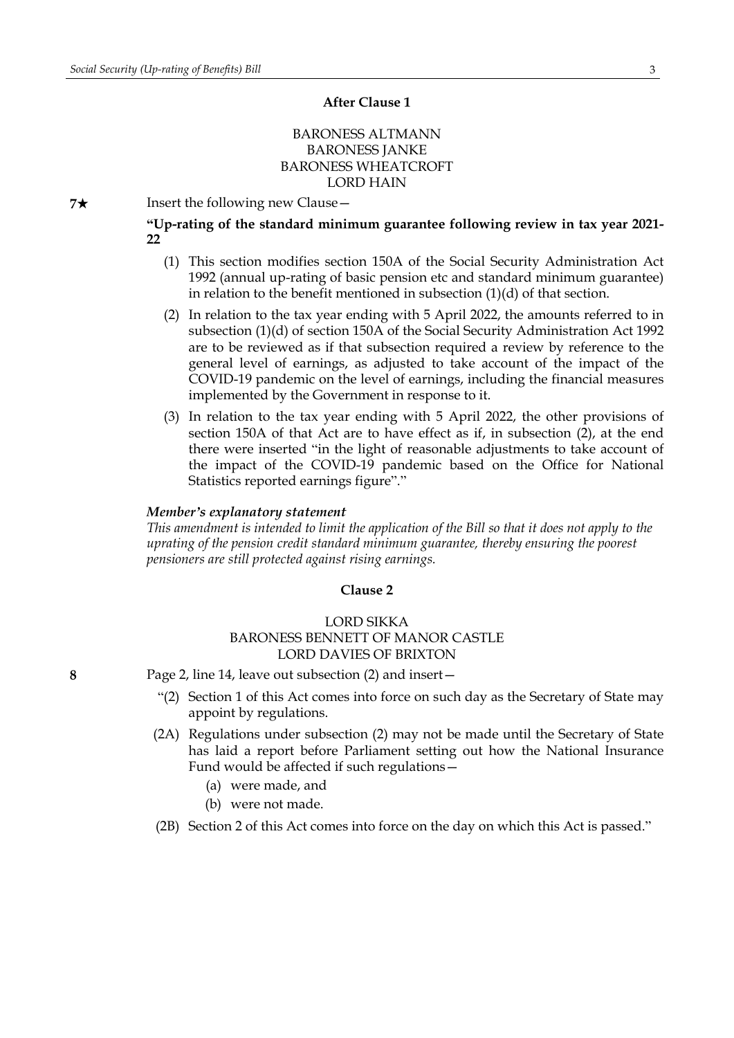### After Clause 1

BARONESS ALTMANN
BARONESS JANKE
BARONESS WHEATCROFT
LORD HAIN

**7★** Insert the following new Clause—

**"Up-rating of the standard minimum guarantee following review in tax year 2021-22**

(1) This section modifies section 150A of the Social Security Administration Act 1992 (annual up-rating of basic pension etc and standard minimum guarantee) in relation to the benefit mentioned in subsection (1)(d) of that section.

(2) In relation to the tax year ending with 5 April 2022, the amounts referred to in subsection (1)(d) of section 150A of the Social Security Administration Act 1992 are to be reviewed as if that subsection required a review by reference to the general level of earnings, as adjusted to take account of the impact of the COVID-19 pandemic on the level of earnings, including the financial measures implemented by the Government in response to it.

(3) In relation to the tax year ending with 5 April 2022, the other provisions of section 150A of that Act are to have effect as if, in subsection (2), at the end there were inserted "in the light of reasonable adjustments to take account of the impact of the COVID-19 pandemic based on the Office for National Statistics reported earnings figure"."

***Member's explanatory statement***

*This amendment is intended to limit the application of the Bill so that it does not apply to the uprating of the pension credit standard minimum guarantee, thereby ensuring the poorest pensioners are still protected against rising earnings.*

### Clause 2

LORD SIKKA
BARONESS BENNETT OF MANOR CASTLE
LORD DAVIES OF BRIXTON

**8** Page 2, line 14, leave out subsection (2) and insert—

"(2) Section 1 of this Act comes into force on such day as the Secretary of State may appoint by regulations.

(2A) Regulations under subsection (2) may not be made until the Secretary of State has laid a report before Parliament setting out how the National Insurance Fund would be affected if such regulations—

(a) were made, and
(b) were not made.

(2B) Section 2 of this Act comes into force on the day on which this Act is passed."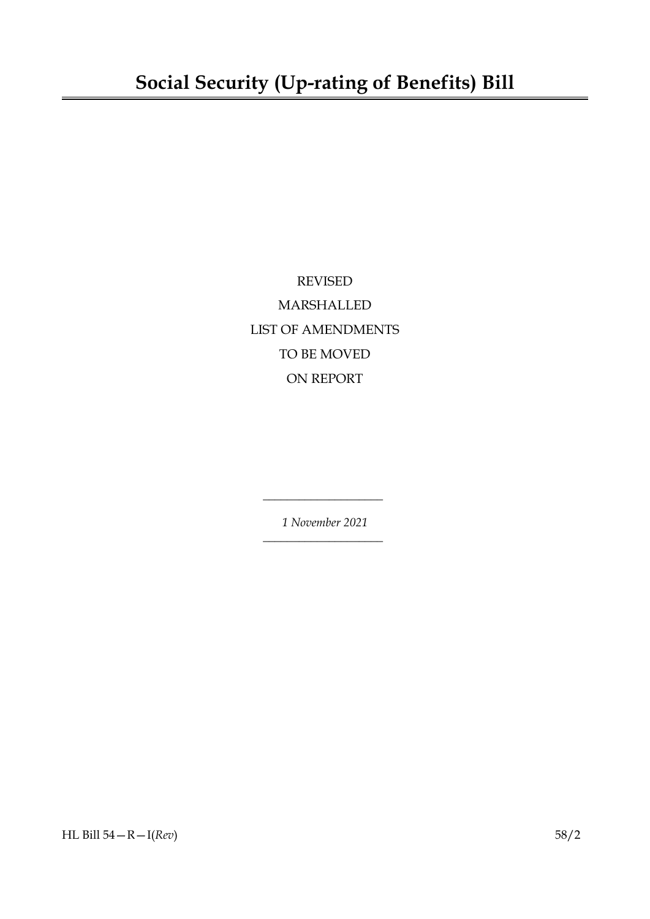# Social Security (Up-rating of Benefits) Bill

REVISED

MARSHALLED

LIST OF AMENDMENTS

TO BE MOVED

ON REPORT

---

*1 November 2021*

---

HL Bill 54—R—I(*Rev*)

58/2